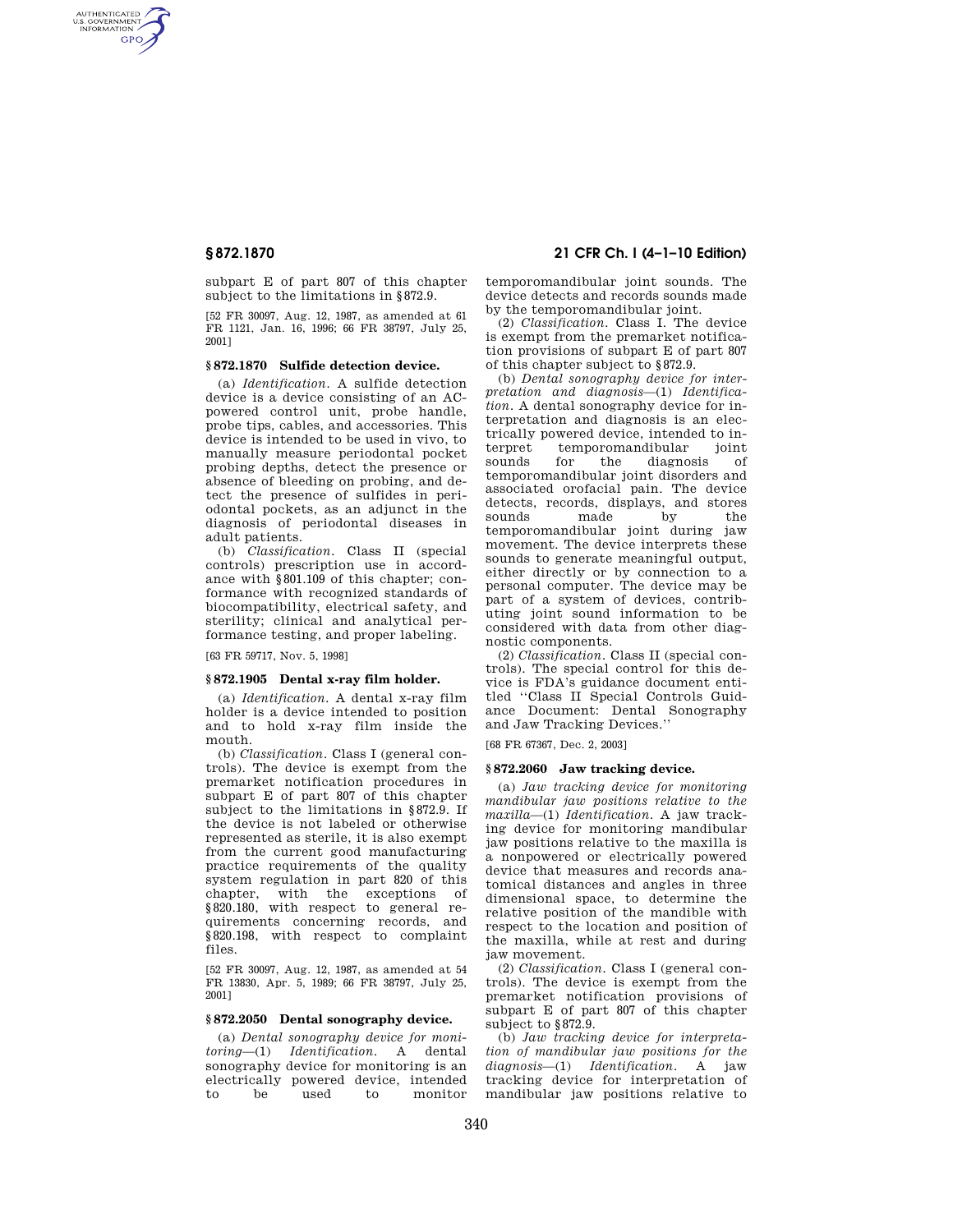subpart E of part 807 of this chapter subject to the limitations in §872.9.

[52 FR 30097, Aug. 12, 1987, as amended at 61 FR 1121, Jan. 16, 1996; 66 FR 38797, July 25, 2001]

### § 872.1870 Sulfide detection device.

(a) *Identification.* A sulfide detection device is a device consisting of an AC-powered control unit, probe handle, probe tips, cables, and accessories. This device is intended to be used in vivo, to manually measure periodontal pocket probing depths, detect the presence or absence of bleeding on probing, and detect the presence of sulfides in periodontal pockets, as an adjunct in the diagnosis of periodontal diseases in adult patients.

(b) *Classification.* Class II (special controls) prescription use in accordance with §801.109 of this chapter; conformance with recognized standards of biocompatibility, electrical safety, and sterility; clinical and analytical performance testing, and proper labeling.

[63 FR 59717, Nov. 5, 1998]

### § 872.1905 Dental x-ray film holder.

(a) *Identification.* A dental x-ray film holder is a device intended to position and to hold x-ray film inside the mouth.

(b) *Classification.* Class I (general controls). The device is exempt from the premarket notification procedures in subpart E of part 807 of this chapter subject to the limitations in §872.9. If the device is not labeled or otherwise represented as sterile, it is also exempt from the current good manufacturing practice requirements of the quality system regulation in part 820 of this chapter, with the exceptions of §820.180, with respect to general requirements concerning records, and §820.198, with respect to complaint files.

[52 FR 30097, Aug. 12, 1987, as amended at 54 FR 13830, Apr. 5, 1989; 66 FR 38797, July 25, 2001]

### § 872.2050 Dental sonography device.

(a) *Dental sonography device for monitoring*—(1) *Identification.* A dental sonography device for monitoring is an electrically powered device, intended to be used to monitor temporomandibular joint sounds. The device detects and records sounds made by the temporomandibular joint.

(2) *Classification.* Class I. The device is exempt from the premarket notification provisions of subpart E of part 807 of this chapter subject to §872.9.

(b) *Dental sonography device for interpretation and diagnosis*—(1) *Identification.* A dental sonography device for interpretation and diagnosis is an electrically powered device, intended to interpret temporomandibular joint sounds for the diagnosis of temporomandibular joint disorders and associated orofacial pain. The device detects, records, displays, and stores sounds made by the temporomandibular joint during jaw movement. The device interprets these sounds to generate meaningful output, either directly or by connection to a personal computer. The device may be part of a system of devices, contributing joint sound information to be considered with data from other diagnostic components.

(2) *Classification.* Class II (special controls). The special control for this device is FDA's guidance document entitled ''Class II Special Controls Guidance Document: Dental Sonography and Jaw Tracking Devices.''

[68 FR 67367, Dec. 2, 2003]

### § 872.2060 Jaw tracking device.

(a) *Jaw tracking device for monitoring mandibular jaw positions relative to the maxilla*—(1) *Identification.* A jaw tracking device for monitoring mandibular jaw positions relative to the maxilla is a nonpowered or electrically powered device that measures and records anatomical distances and angles in three dimensional space, to determine the relative position of the mandible with respect to the location and position of the maxilla, while at rest and during jaw movement.

(2) *Classification.* Class I (general controls). The device is exempt from the premarket notification provisions of subpart E of part 807 of this chapter subject to §872.9.

(b) *Jaw tracking device for interpretation of mandibular jaw positions for the diagnosis*—(1) *Identification.* A jaw tracking device for interpretation of mandibular jaw positions relative to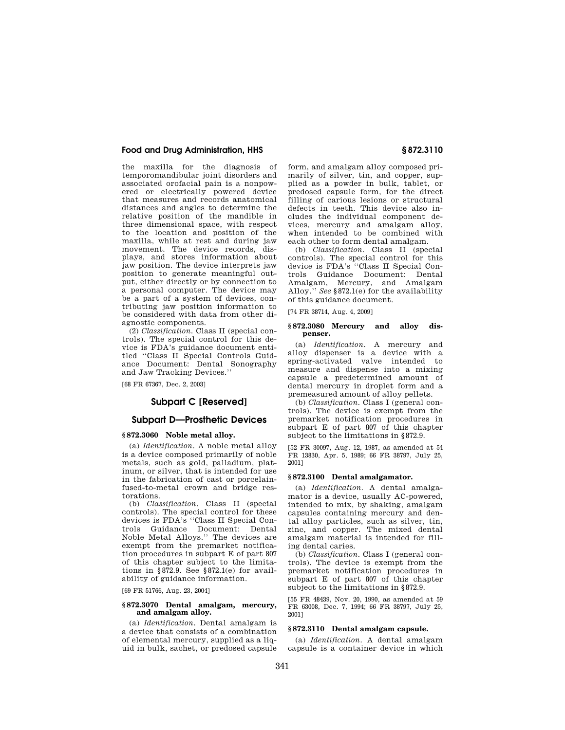the maxilla for the diagnosis of temporomandibular joint disorders and associated orofacial pain is a nonpowered or electrically powered device that measures and records anatomical distances and angles to determine the relative position of the mandible in three dimensional space, with respect to the location and position of the maxilla, while at rest and during jaw movement. The device records, displays, and stores information about jaw position. The device interprets jaw position to generate meaningful output, either directly or by connection to a personal computer. The device may be a part of a system of devices, contributing jaw position information to be considered with data from other diagnostic components.

(2) *Classification.* Class II (special controls). The special control for this device is FDA's guidance document entitled "Class II Special Controls Guidance Document: Dental Sonography and Jaw Tracking Devices."

[68 FR 67367, Dec. 2, 2003]

## Subpart C [Reserved]

## Subpart D—Prosthetic Devices

### § 872.3060 Noble metal alloy.

(a) *Identification.* A noble metal alloy is a device composed primarily of noble metals, such as gold, palladium, platinum, or silver, that is intended for use in the fabrication of cast or porcelain-fused-to-metal crown and bridge restorations.

(b) *Classification.* Class II (special controls). The special control for these devices is FDA's "Class II Special Controls Guidance Document: Dental Noble Metal Alloys." The devices are exempt from the premarket notification procedures in subpart E of part 807 of this chapter subject to the limitations in § 872.9. See § 872.1(e) for availability of guidance information.

[69 FR 51766, Aug. 23, 2004]

### § 872.3070 Dental amalgam, mercury, and amalgam alloy.

(a) *Identification.* Dental amalgam is a device that consists of a combination of elemental mercury, supplied as a liquid in bulk, sachet, or predosed capsule form, and amalgam alloy composed primarily of silver, tin, and copper, supplied as a powder in bulk, tablet, or predosed capsule form, for the direct filling of carious lesions or structural defects in teeth. This device also includes the individual component devices, mercury and amalgam alloy, when intended to be combined with each other to form dental amalgam.

(b) *Classification.* Class II (special controls). The special control for this device is FDA's "Class II Special Controls Guidance Document: Dental Amalgam, Mercury, and Amalgam Alloy." *See* § 872.1(e) for the availability of this guidance document.

[74 FR 38714, Aug. 4, 2009]

### § 872.3080 Mercury and alloy dispenser.

(a) *Identification.* A mercury and alloy dispenser is a device with a spring-activated valve intended to measure and dispense into a mixing capsule a predetermined amount of dental mercury in droplet form and a premeasured amount of alloy pellets.

(b) *Classification.* Class I (general controls). The device is exempt from the premarket notification procedures in subpart E of part 807 of this chapter subject to the limitations in § 872.9.

[52 FR 30097, Aug. 12, 1987, as amended at 54 FR 13830, Apr. 5, 1989; 66 FR 38797, July 25, 2001]

### § 872.3100 Dental amalgamator.

(a) *Identification.* A dental amalgamator is a device, usually AC-powered, intended to mix, by shaking, amalgam capsules containing mercury and dental alloy particles, such as silver, tin, zinc, and copper. The mixed dental amalgam material is intended for filling dental caries.

(b) *Classification.* Class I (general controls). The device is exempt from the premarket notification procedures in subpart E of part 807 of this chapter subject to the limitations in § 872.9.

[55 FR 48439, Nov. 20, 1990, as amended at 59 FR 63008, Dec. 7, 1994; 66 FR 38797, July 25, 2001]

### § 872.3110 Dental amalgam capsule.

(a) *Identification.* A dental amalgam capsule is a container device in which